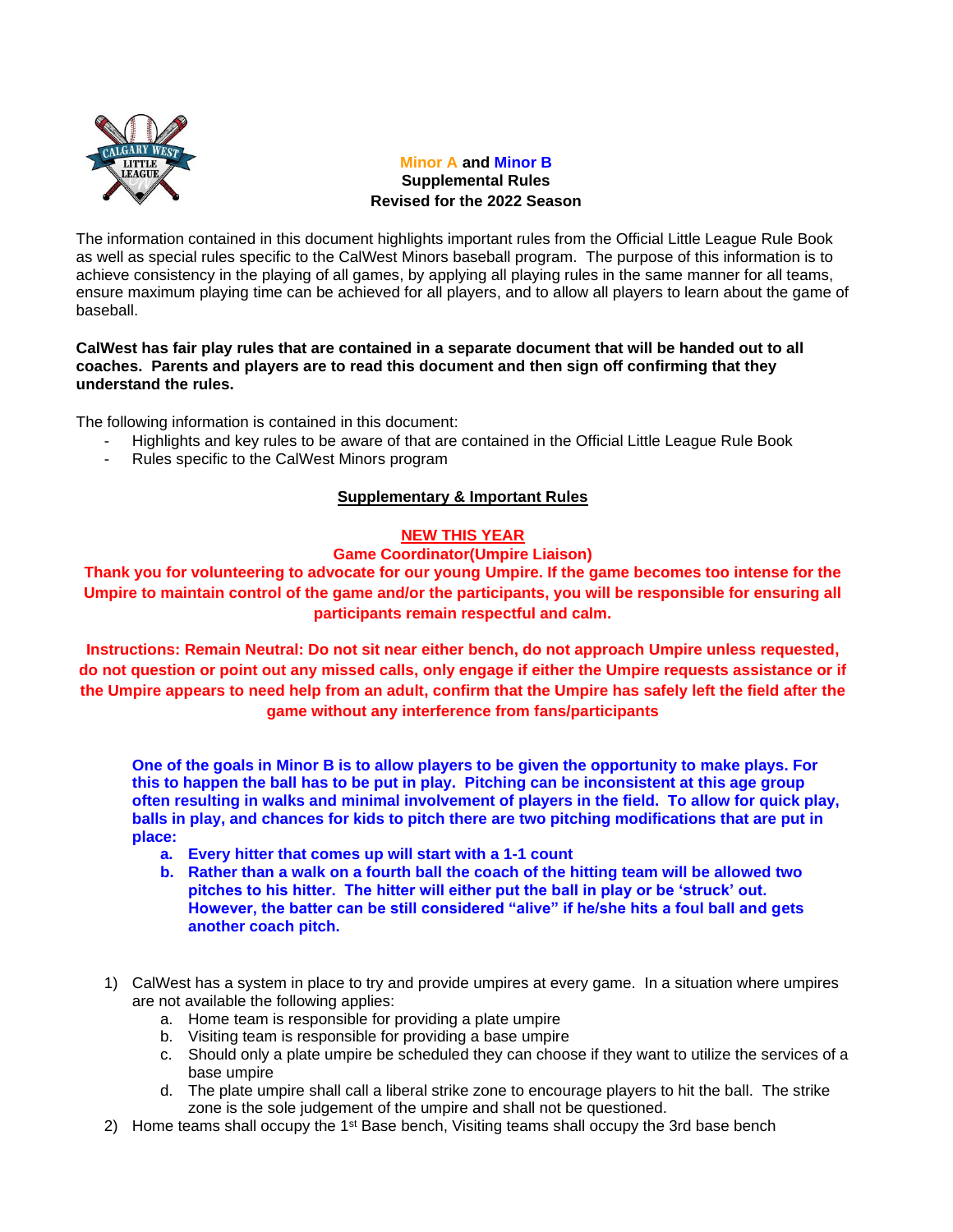# Minor A and Minor B Supplemental Rules Revised for the 2022 Season

The information contained in this document highlights important rules from the Official Little League Rule Book as well as special rules specific to the CalWest Minors baseball program. The purpose of this information is to achieve consistency in the playing of all games, by applying all playing rules in the same manner for all teams, ensure maximum playing time can be achieved for all players, and to allow all players to learn about the game of baseball.

**CalWest has fair play rules that are contained in a separate document that will be handed out to all coaches. Parents and players are to read this document and then sign off confirming that they understand the rules.**

The following information is contained in this document:

- Highlights and key rules to be aware of that are contained in the Official Little League Rule Book
- Rules specific to the CalWest Minors program

## Supplementary & Important Rules

### NEW THIS YEAR

**Game Coordinator(Umpire Liaison)**

**Thank you for volunteering to advocate for our young Umpire. If the game becomes too intense for the Umpire to maintain control of the game and/or the participants, you will be responsible for ensuring all participants remain respectful and calm.**

**Instructions: Remain Neutral: Do not sit near either bench, do not approach Umpire unless requested, do not question or point out any missed calls, only engage if either the Umpire requests assistance or if the Umpire appears to need help from an adult, confirm that the Umpire has safely left the field after the game without any interference from fans/participants**

**One of the goals in Minor B is to allow players to be given the opportunity to make plays. For this to happen the ball has to be put in play. Pitching can be inconsistent at this age group often resulting in walks and minimal involvement of players in the field. To allow for quick play, balls in play, and chances for kids to pitch there are two pitching modifications that are put in place:**

- **a. Every hitter that comes up will start with a 1-1 count**
- **b. Rather than a walk on a fourth ball the coach of the hitting team will be allowed two pitches to his hitter. The hitter will either put the ball in play or be 'struck' out. However, the batter can be still considered "alive" if he/she hits a foul ball and gets another coach pitch.**

1) CalWest has a system in place to try and provide umpires at every game. In a situation where umpires are not available the following applies:
   a. Home team is responsible for providing a plate umpire
   b. Visiting team is responsible for providing a base umpire
   c. Should only a plate umpire be scheduled they can choose if they want to utilize the services of a base umpire
   d. The plate umpire shall call a liberal strike zone to encourage players to hit the ball. The strike zone is the sole judgement of the umpire and shall not be questioned.
2) Home teams shall occupy the 1st Base bench, Visiting teams shall occupy the 3rd base bench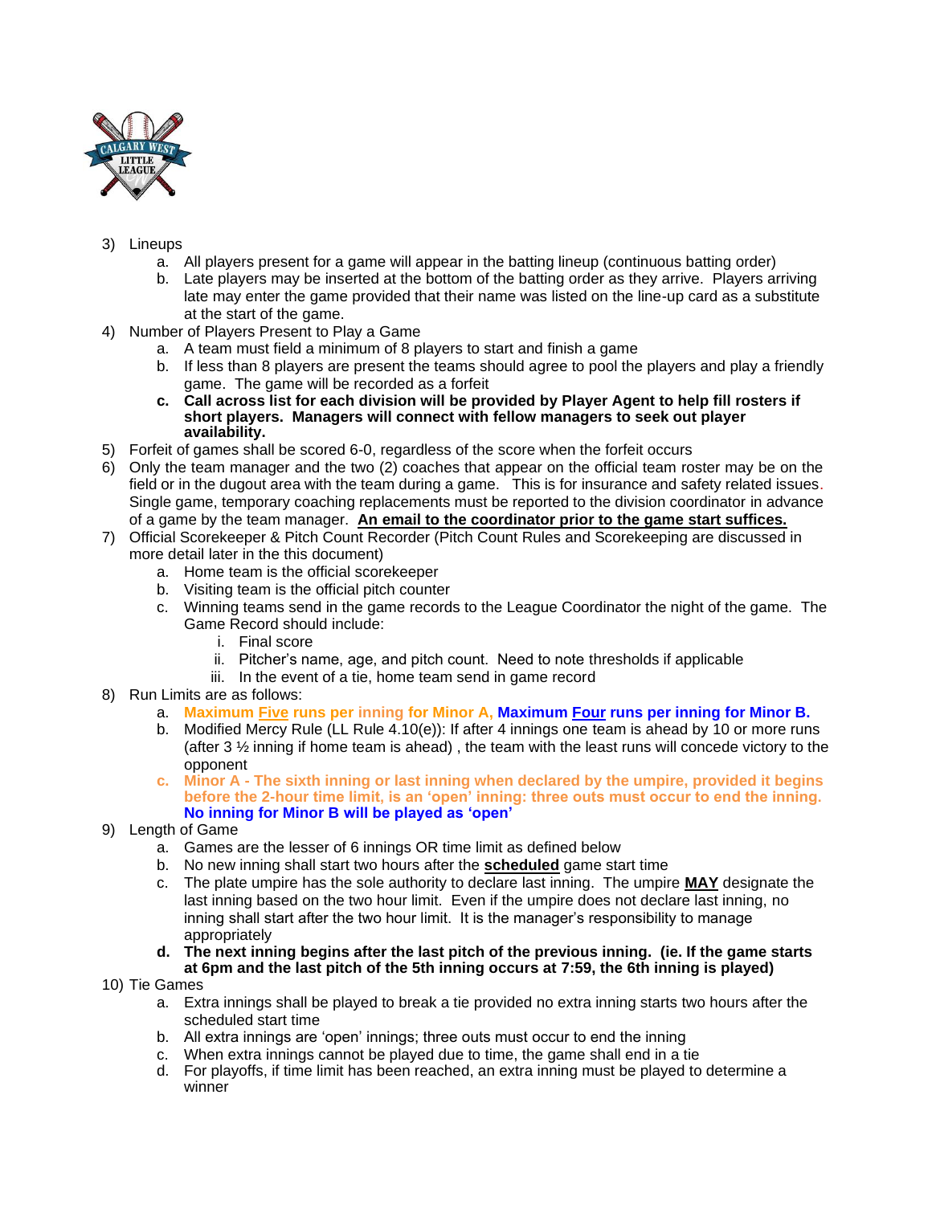3) Lineups
    a. All players present for a game will appear in the batting lineup (continuous batting order)
    b. Late players may be inserted at the bottom of the batting order as they arrive. Players arriving late may enter the game provided that their name was listed on the line-up card as a substitute at the start of the game.
4) Number of Players Present to Play a Game
    a. A team must field a minimum of 8 players to start and finish a game
    b. If less than 8 players are present the teams should agree to pool the players and play a friendly game. The game will be recorded as a forfeit
    c. **Call across list for each division will be provided by Player Agent to help fill rosters if short players. Managers will connect with fellow managers to seek out player availability.**
5) Forfeit of games shall be scored 6-0, regardless of the score when the forfeit occurs
6) Only the team manager and the two (2) coaches that appear on the official team roster may be on the field or in the dugout area with the team during a game. This is for insurance and safety related issues. Single game, temporary coaching replacements must be reported to the division coordinator in advance of a game by the team manager. **An email to the coordinator prior to the game start suffices.**
7) Official Scorekeeper & Pitch Count Recorder (Pitch Count Rules and Scorekeeping are discussed in more detail later in the this document)
    a. Home team is the official scorekeeper
    b. Visiting team is the official pitch counter
    c. Winning teams send in the game records to the League Coordinator the night of the game. The Game Record should include:
        i. Final score
        ii. Pitcher's name, age, and pitch count. Need to note thresholds if applicable
        iii. In the event of a tie, home team send in game record
8) Run Limits are as follows:
    a. **Maximum Five runs per inning for Minor A, Maximum Four runs per inning for Minor B.**
    b. Modified Mercy Rule (LL Rule 4.10(e)): If after 4 innings one team is ahead by 10 or more runs (after 3 ½ inning if home team is ahead) , the team with the least runs will concede victory to the opponent
    c. **Minor A - The sixth inning or last inning when declared by the umpire, provided it begins before the 2-hour time limit, is an 'open' inning: three outs must occur to end the inning. No inning for Minor B will be played as 'open'**
9) Length of Game
    a. Games are the lesser of 6 innings OR time limit as defined below
    b. No new inning shall start two hours after the **scheduled** game start time
    c. The plate umpire has the sole authority to declare last inning. The umpire **MAY** designate the last inning based on the two hour limit. Even if the umpire does not declare last inning, no inning shall start after the two hour limit. It is the manager's responsibility to manage appropriately
    d. **The next inning begins after the last pitch of the previous inning. (ie. If the game starts at 6pm and the last pitch of the 5th inning occurs at 7:59, the 6th inning is played)**
10) Tie Games
    a. Extra innings shall be played to break a tie provided no extra inning starts two hours after the scheduled start time
    b. All extra innings are 'open' innings; three outs must occur to end the inning
    c. When extra innings cannot be played due to time, the game shall end in a tie
    d. For playoffs, if time limit has been reached, an extra inning must be played to determine a winner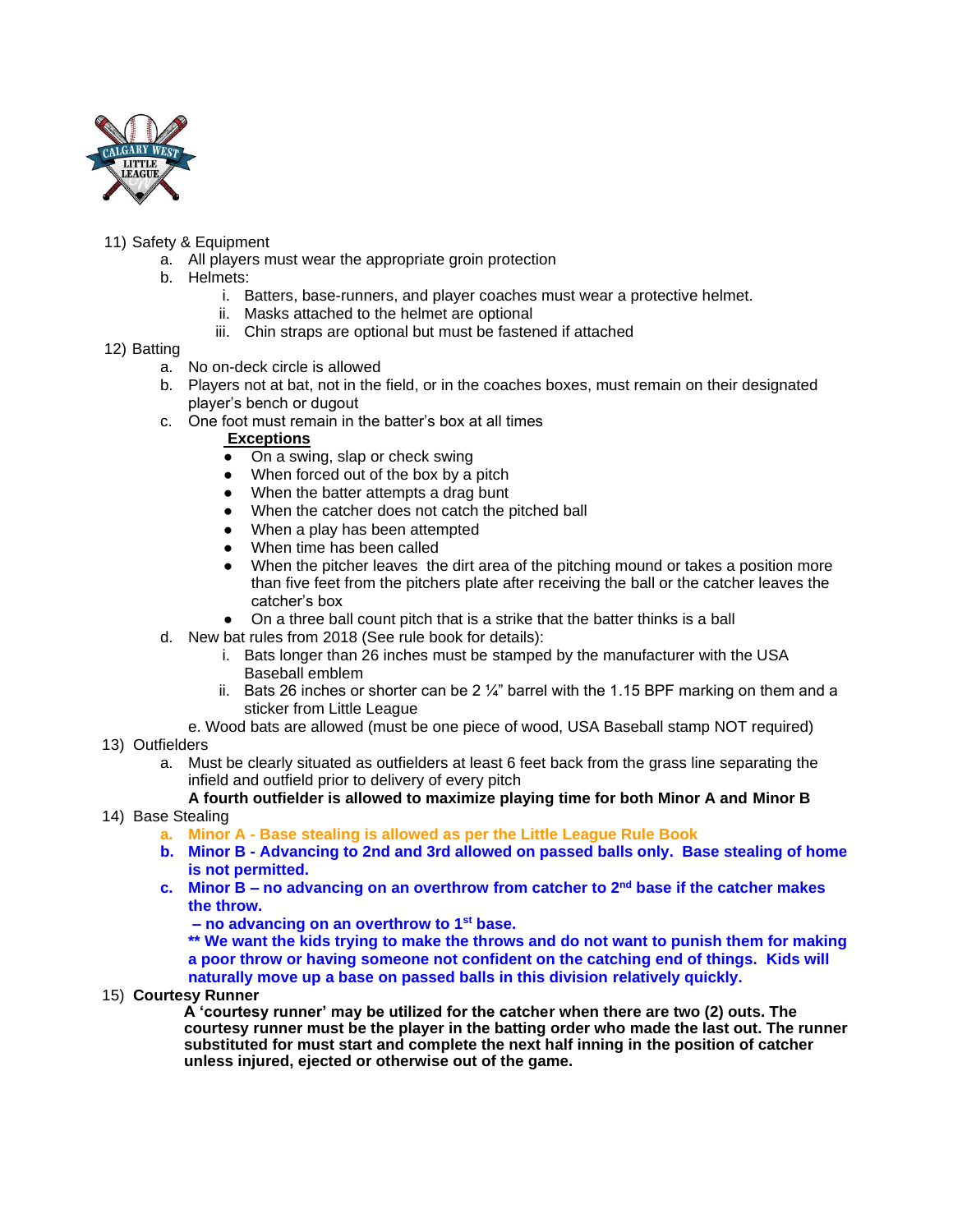11) Safety & Equipment
    a. All players must wear the appropriate groin protection
    b. Helmets:
        i. Batters, base-runners, and player coaches must wear a protective helmet.
        ii. Masks attached to the helmet are optional
        iii. Chin straps are optional but must be fastened if attached

12) Batting
    a. No on-deck circle is allowed
    b. Players not at bat, not in the field, or in the coaches boxes, must remain on their designated player's bench or dugout
    c. One foot must remain in the batter's box at all times

        **Exceptions**

        - On a swing, slap or check swing
        - When forced out of the box by a pitch
        - When the batter attempts a drag bunt
        - When the catcher does not catch the pitched ball
        - When a play has been attempted
        - When time has been called
        - When the pitcher leaves the dirt area of the pitching mound or takes a position more than five feet from the pitchers plate after receiving the ball or the catcher leaves the catcher's box
        - On a three ball count pitch that is a strike that the batter thinks is a ball

    d. New bat rules from 2018 (See rule book for details):
        i. Bats longer than 26 inches must be stamped by the manufacturer with the USA Baseball emblem
        ii. Bats 26 inches or shorter can be 2 ¼" barrel with the 1.15 BPF marking on them and a sticker from Little League

    e. Wood bats are allowed (must be one piece of wood, USA Baseball stamp NOT required)

13) Outfielders
    a. Must be clearly situated as outfielders at least 6 feet back from the grass line separating the infield and outfield prior to delivery of every pitch

    **A fourth outfielder is allowed to maximize playing time for both Minor A and Minor B**

14) Base Stealing
    **a. Minor A - Base stealing is allowed as per the Little League Rule Book**
    **b. Minor B - Advancing to 2nd and 3rd allowed on passed balls only. Base stealing of home is not permitted.**
    **c. Minor B – no advancing on an overthrow from catcher to 2nd base if the catcher makes the throw.**
    **– no advancing on an overthrow to 1st base.**
    **\*\* We want the kids trying to make the throws and do not want to punish them for making a poor throw or having someone not confident on the catching end of things. Kids will naturally move up a base on passed balls in this division relatively quickly.**

15) **Courtesy Runner**

    **A 'courtesy runner' may be utilized for the catcher when there are two (2) outs. The courtesy runner must be the player in the batting order who made the last out. The runner substituted for must start and complete the next half inning in the position of catcher unless injured, ejected or otherwise out of the game.**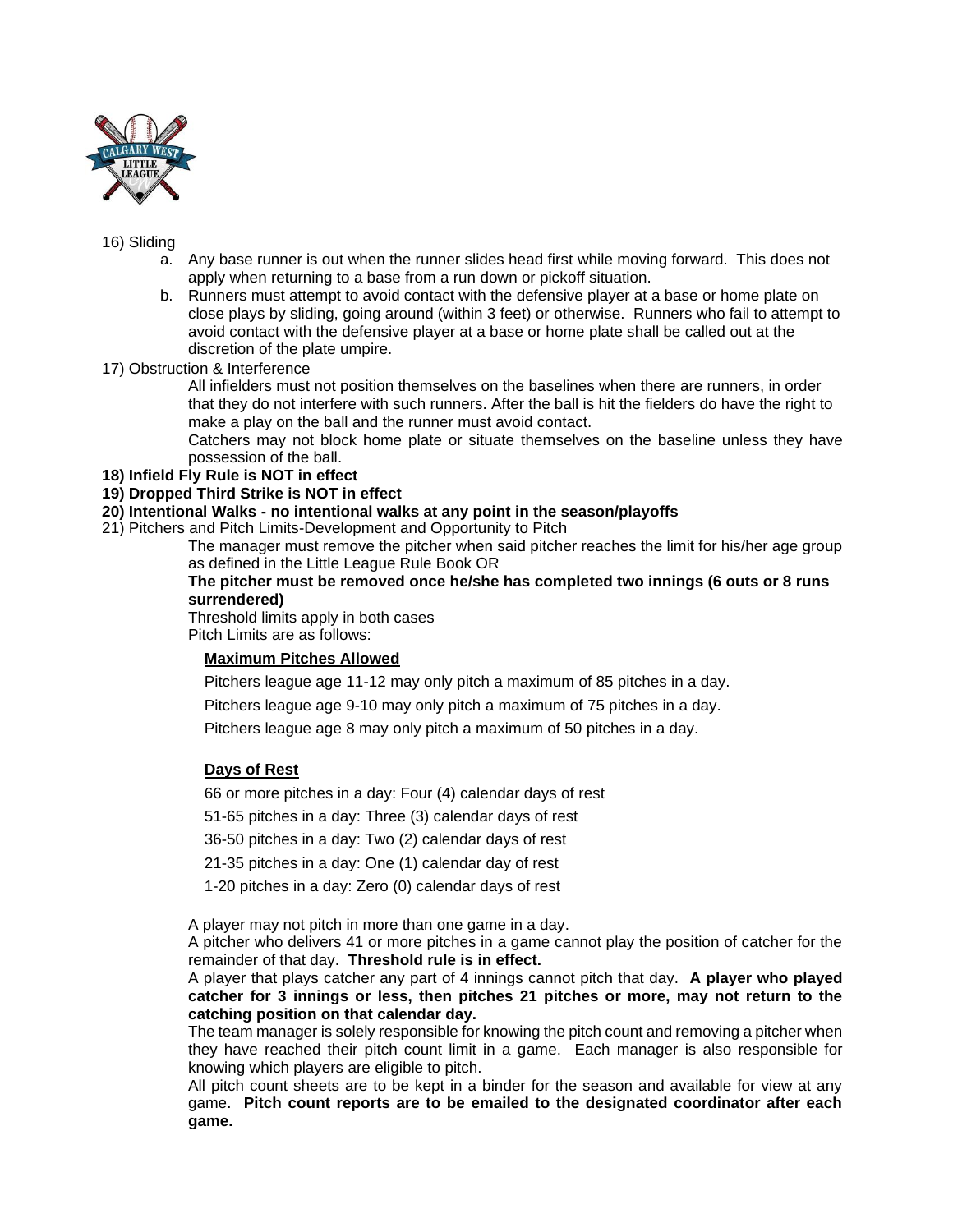16) Sliding

a. Any base runner is out when the runner slides head first while moving forward. This does not apply when returning to a base from a run down or pickoff situation.
b. Runners must attempt to avoid contact with the defensive player at a base or home plate on close plays by sliding, going around (within 3 feet) or otherwise. Runners who fail to attempt to avoid contact with the defensive player at a base or home plate shall be called out at the discretion of the plate umpire.

17) Obstruction & Interference

All infielders must not position themselves on the baselines when there are runners, in order that they do not interfere with such runners. After the ball is hit the fielders do have the right to make a play on the ball and the runner must avoid contact.

Catchers may not block home plate or situate themselves on the baseline unless they have possession of the ball.

**18) Infield Fly Rule is NOT in effect**

**19) Dropped Third Strike is NOT in effect**

**20) Intentional Walks - no intentional walks at any point in the season/playoffs**

21) Pitchers and Pitch Limits-Development and Opportunity to Pitch

The manager must remove the pitcher when said pitcher reaches the limit for his/her age group as defined in the Little League Rule Book OR

**The pitcher must be removed once he/she has completed two innings (6 outs or 8 runs surrendered)**

Threshold limits apply in both cases

Pitch Limits are as follows:

**<u>Maximum Pitches Allowed</u>**

Pitchers league age 11-12 may only pitch a maximum of 85 pitches in a day.

Pitchers league age 9-10 may only pitch a maximum of 75 pitches in a day.

Pitchers league age 8 may only pitch a maximum of 50 pitches in a day.

**<u>Days of Rest</u>**

66 or more pitches in a day: Four (4) calendar days of rest

51-65 pitches in a day: Three (3) calendar days of rest

36-50 pitches in a day: Two (2) calendar days of rest

21-35 pitches in a day: One (1) calendar day of rest

1-20 pitches in a day: Zero (0) calendar days of rest

A player may not pitch in more than one game in a day.

A pitcher who delivers 41 or more pitches in a game cannot play the position of catcher for the remainder of that day. **Threshold rule is in effect.**

A player that plays catcher any part of 4 innings cannot pitch that day. **A player who played catcher for 3 innings or less, then pitches 21 pitches or more, may not return to the catching position on that calendar day.**

The team manager is solely responsible for knowing the pitch count and removing a pitcher when they have reached their pitch count limit in a game. Each manager is also responsible for knowing which players are eligible to pitch.

All pitch count sheets are to be kept in a binder for the season and available for view at any game. **Pitch count reports are to be emailed to the designated coordinator after each game.**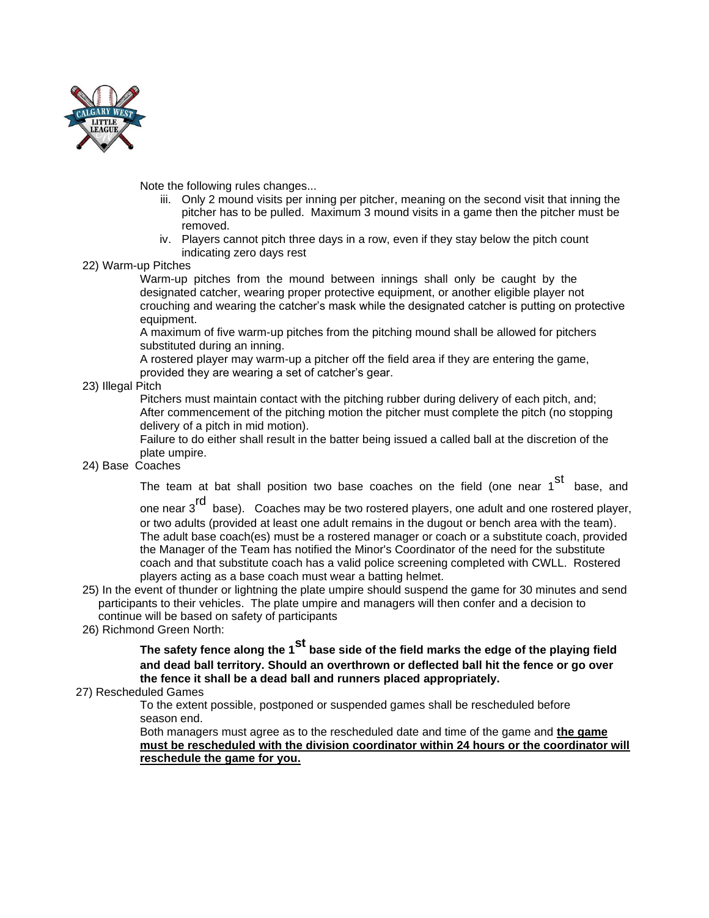Note the following rules changes...

iii. Only 2 mound visits per inning per pitcher, meaning on the second visit that inning the pitcher has to be pulled. Maximum 3 mound visits in a game then the pitcher must be removed.

iv. Players cannot pitch three days in a row, even if they stay below the pitch count indicating zero days rest

22) Warm-up Pitches

Warm-up pitches from the mound between innings shall only be caught by the designated catcher, wearing proper protective equipment, or another eligible player not crouching and wearing the catcher's mask while the designated catcher is putting on protective equipment.

A maximum of five warm-up pitches from the pitching mound shall be allowed for pitchers substituted during an inning.

A rostered player may warm-up a pitcher off the field area if they are entering the game, provided they are wearing a set of catcher's gear.

23) Illegal Pitch

Pitchers must maintain contact with the pitching rubber during delivery of each pitch, and; After commencement of the pitching motion the pitcher must complete the pitch (no stopping delivery of a pitch in mid motion).

Failure to do either shall result in the batter being issued a called ball at the discretion of the plate umpire.

24) Base Coaches

The team at bat shall position two base coaches on the field (one near 1st base, and one near 3rd base). Coaches may be two rostered players, one adult and one rostered player, or two adults (provided at least one adult remains in the dugout or bench area with the team). The adult base coach(es) must be a rostered manager or coach or a substitute coach, provided the Manager of the Team has notified the Minor's Coordinator of the need for the substitute coach and that substitute coach has a valid police screening completed with CWLL. Rostered players acting as a base coach must wear a batting helmet.

25) In the event of thunder or lightning the plate umpire should suspend the game for 30 minutes and send participants to their vehicles. The plate umpire and managers will then confer and a decision to continue will be based on safety of participants

26) Richmond Green North:

**The safety fence along the 1st base side of the field marks the edge of the playing field and dead ball territory. Should an overthrown or deflected ball hit the fence or go over the fence it shall be a dead ball and runners placed appropriately.**

27) Rescheduled Games

To the extent possible, postponed or suspended games shall be rescheduled before season end.

Both managers must agree as to the rescheduled date and time of the game and **the game must be rescheduled with the division coordinator within 24 hours or the coordinator will reschedule the game for you.**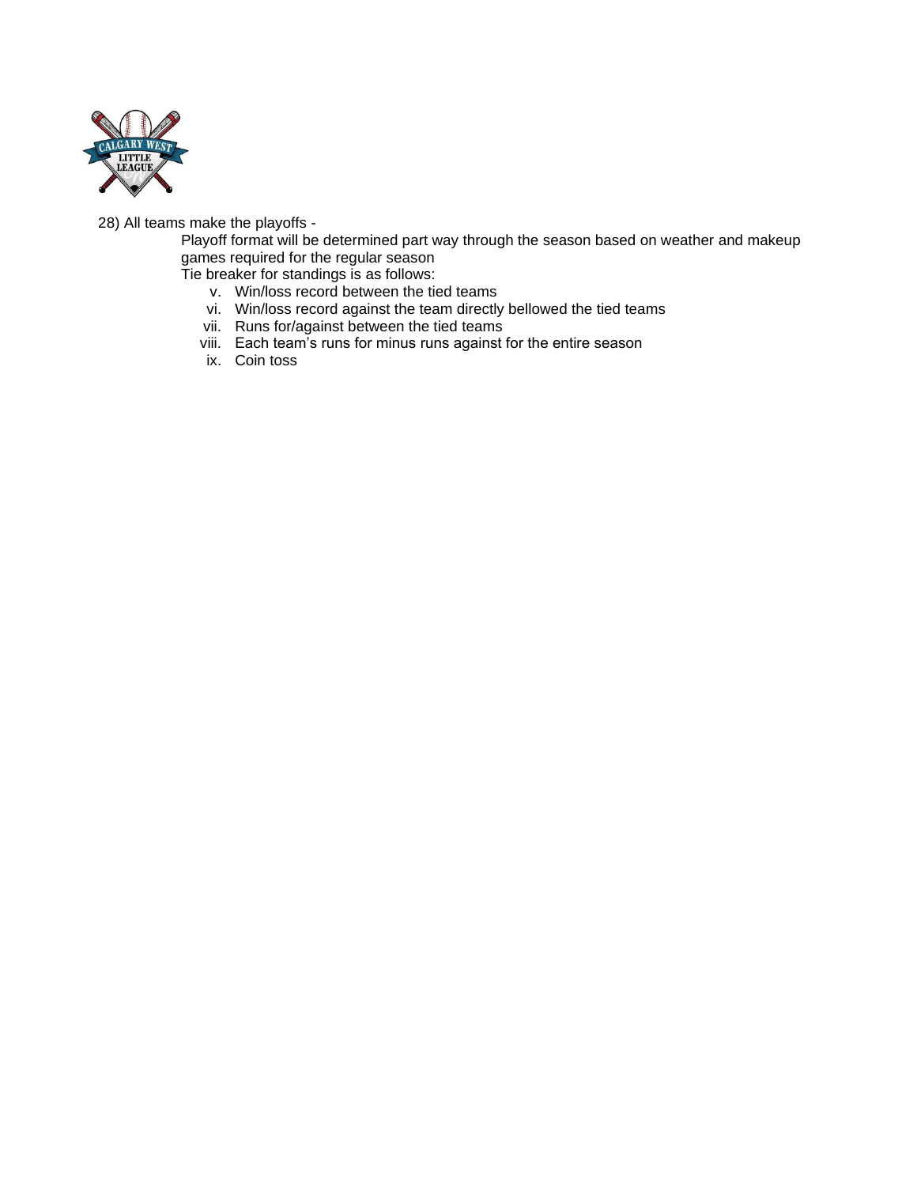28) All teams make the playoffs -

Playoff format will be determined part way through the season based on weather and makeup games required for the regular season

Tie breaker for standings is as follows:

- v. Win/loss record between the tied teams
- vi. Win/loss record against the team directly bellowed the tied teams
- vii. Runs for/against between the tied teams
- viii. Each team's runs for minus runs against for the entire season
- ix. Coin toss